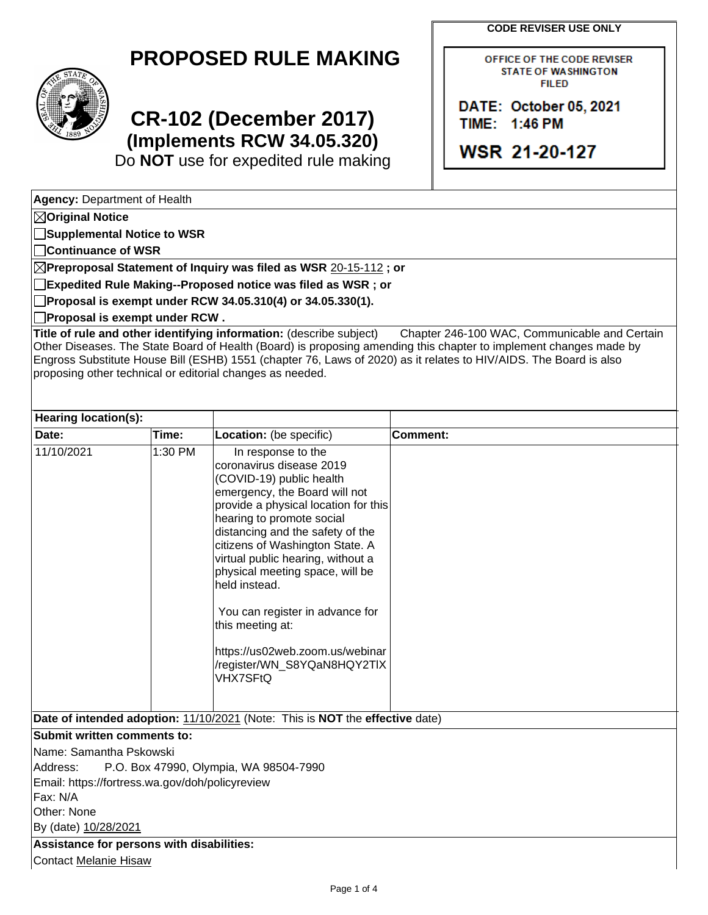# PROPOSED RULE MAKING

## CR-102 (December 2017)
### (Implements RCW 34.05.320)
Do **NOT** use for expedited rule making

**CODE REVISER USE ONLY**

OFFICE OF THE CODE REVISER
STATE OF WASHINGTON
FILED

DATE: October 05, 2021
TIME: 1:46 PM

WSR 21-20-127

**Agency:** Department of Health

☒ **Original Notice**

☐ **Supplemental Notice to WSR**

☐ **Continuance of WSR**

☒ **Preproposal Statement of Inquiry was filed as WSR** 20-15-112 **; or**

☐ **Expedited Rule Making--Proposed notice was filed as WSR ; or**

☐ **Proposal is exempt under RCW 34.05.310(4) or 34.05.330(1).**

☐ **Proposal is exempt under RCW .**

**Title of rule and other identifying information:** (describe subject) Chapter 246-100 WAC, Communicable and Certain Other Diseases. The State Board of Health (Board) is proposing amending this chapter to implement changes made by Engross Substitute House Bill (ESHB) 1551 (chapter 76, Laws of 2020) as it relates to HIV/AIDS. The Board is also proposing other technical or editorial changes as needed.

**Hearing location(s):**

| Date: | Time: | Location: (be specific) | Comment: |
|---|---|---|---|
| 11/10/2021 | 1:30 PM | In response to the coronavirus disease 2019 (COVID-19) public health emergency, the Board will not provide a physical location for this hearing to promote social distancing and the safety of the citizens of Washington State. A virtual public hearing, without a physical meeting space, will be held instead.<br><br>You can register in advance for this meeting at:<br><br>https://us02web.zoom.us/webinar/register/WN_S8YQaN8HQY2TlXVHX7SFtQ | |

**Date of intended adoption:** 11/10/2021 (Note: This is **NOT** the **effective** date)

**Submit written comments to:**

Name: Samantha Pskowski

Address: P.O. Box 47990, Olympia, WA 98504-7990

Email: https://fortress.wa.gov/doh/policyreview

Fax: N/A

Other: None

By (date) 10/28/2021

**Assistance for persons with disabilities:**

Contact Melanie Hisaw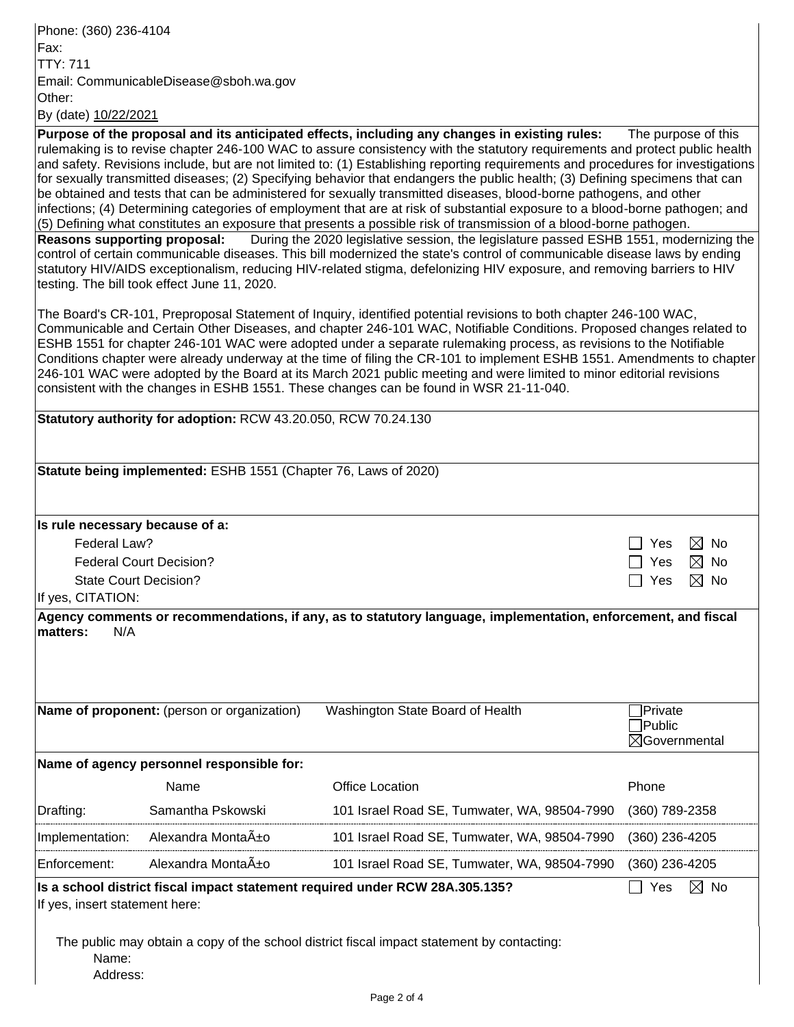Phone: (360) 236-4104
Fax:
TTY: 711
Email: CommunicableDisease@sboh.wa.gov
Other:
By (date) 10/22/2021

**Purpose of the proposal and its anticipated effects, including any changes in existing rules:** The purpose of this rulemaking is to revise chapter 246-100 WAC to assure consistency with the statutory requirements and protect public health and safety. Revisions include, but are not limited to: (1) Establishing reporting requirements and procedures for investigations for sexually transmitted diseases; (2) Specifying behavior that endangers the public health; (3) Defining specimens that can be obtained and tests that can be administered for sexually transmitted diseases, blood-borne pathogens, and other infections; (4) Determining categories of employment that are at risk of substantial exposure to a blood-borne pathogen; and (5) Defining what constitutes an exposure that presents a possible risk of transmission of a blood-borne pathogen.

**Reasons supporting proposal:** During the 2020 legislative session, the legislature passed ESHB 1551, modernizing the control of certain communicable diseases. This bill modernized the state's control of communicable disease laws by ending statutory HIV/AIDS exceptionalism, reducing HIV-related stigma, defelonizing HIV exposure, and removing barriers to HIV testing. The bill took effect June 11, 2020.

The Board's CR-101, Preproposal Statement of Inquiry, identified potential revisions to both chapter 246-100 WAC, Communicable and Certain Other Diseases, and chapter 246-101 WAC, Notifiable Conditions. Proposed changes related to ESHB 1551 for chapter 246-101 WAC were adopted under a separate rulemaking process, as revisions to the Notifiable Conditions chapter were already underway at the time of filing the CR-101 to implement ESHB 1551. Amendments to chapter 246-101 WAC were adopted by the Board at its March 2021 public meeting and were limited to minor editorial revisions consistent with the changes in ESHB 1551. These changes can be found in WSR 21-11-040.

**Statutory authority for adoption:** RCW 43.20.050, RCW 70.24.130

**Statute being implemented:** ESHB 1551 (Chapter 76, Laws of 2020)

**Is rule necessary because of a:**

| | |
|---|---|
| Federal Law? | ☐ Yes ☒ No |
| Federal Court Decision? | ☐ Yes ☒ No |
| State Court Decision? | ☐ Yes ☒ No |

If yes, CITATION:

**Agency comments or recommendations, if any, as to statutory language, implementation, enforcement, and fiscal matters:** N/A

**Name of proponent:** (person or organization) Washington State Board of Health ☐Private ☐Public ☒Governmental

**Name of agency personnel responsible for:**

| | Name | Office Location | Phone |
|---|---|---|---|
| Drafting: | Samantha Pskowski | 101 Israel Road SE, Tumwater, WA, 98504-7990 | (360) 789-2358 |
| Implementation: | Alexandra MontaÃ±o | 101 Israel Road SE, Tumwater, WA, 98504-7990 | (360) 236-4205 |
| Enforcement: | Alexandra MontaÃ±o | 101 Israel Road SE, Tumwater, WA, 98504-7990 | (360) 236-4205 |

**Is a school district fiscal impact statement required under RCW 28A.305.135?** ☐ Yes ☒ No

If yes, insert statement here:

The public may obtain a copy of the school district fiscal impact statement by contacting:
Name:
Address: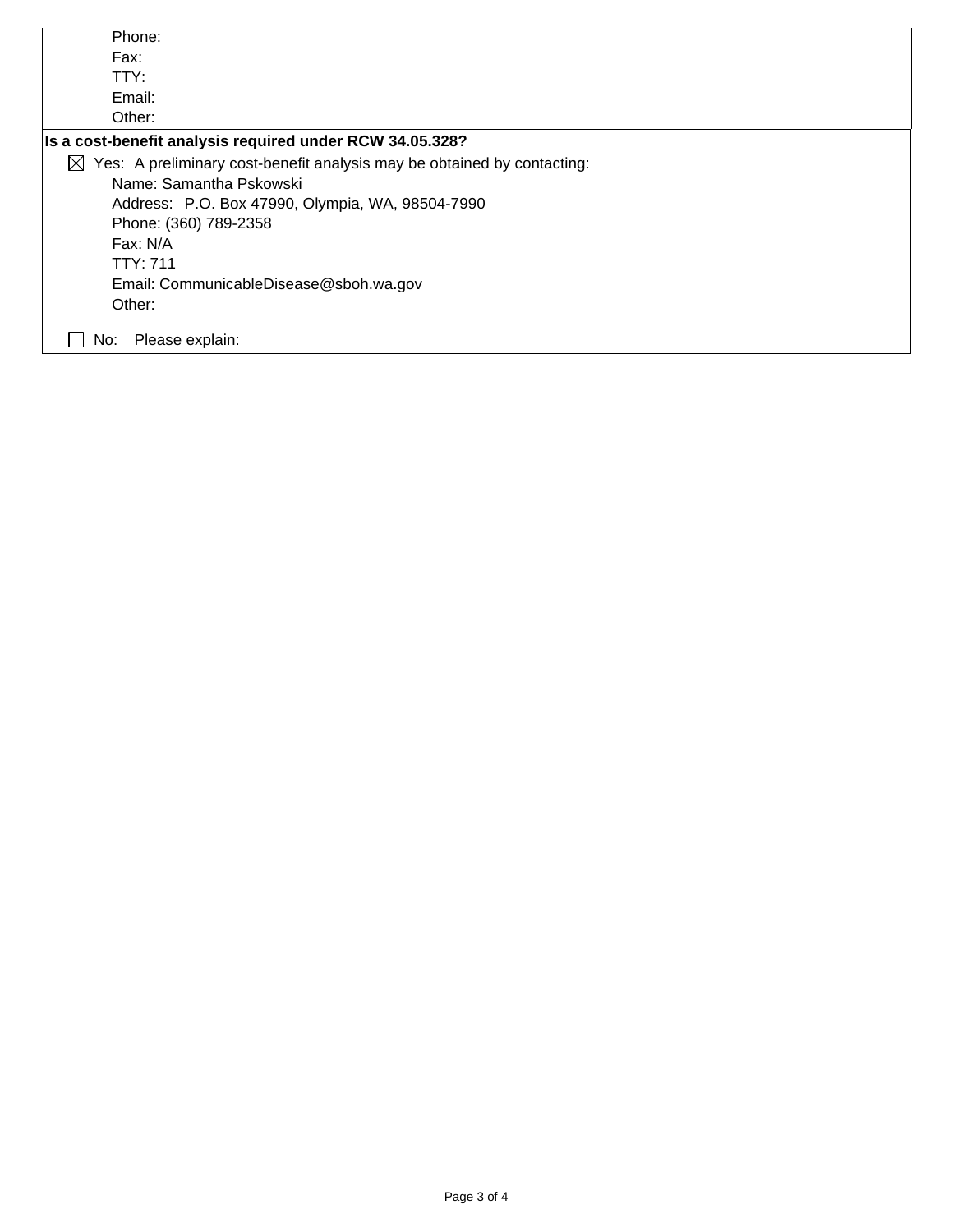Phone:
Fax:
TTY:
Email:
Other:

**Is a cost-benefit analysis required under RCW 34.05.328?**

☒ Yes: A preliminary cost-benefit analysis may be obtained by contacting:

Name: Samantha Pskowski
Address: P.O. Box 47990, Olympia, WA, 98504-7990
Phone: (360) 789-2358
Fax: N/A
TTY: 711
Email: CommunicableDisease@sboh.wa.gov
Other:

☐ No: Please explain: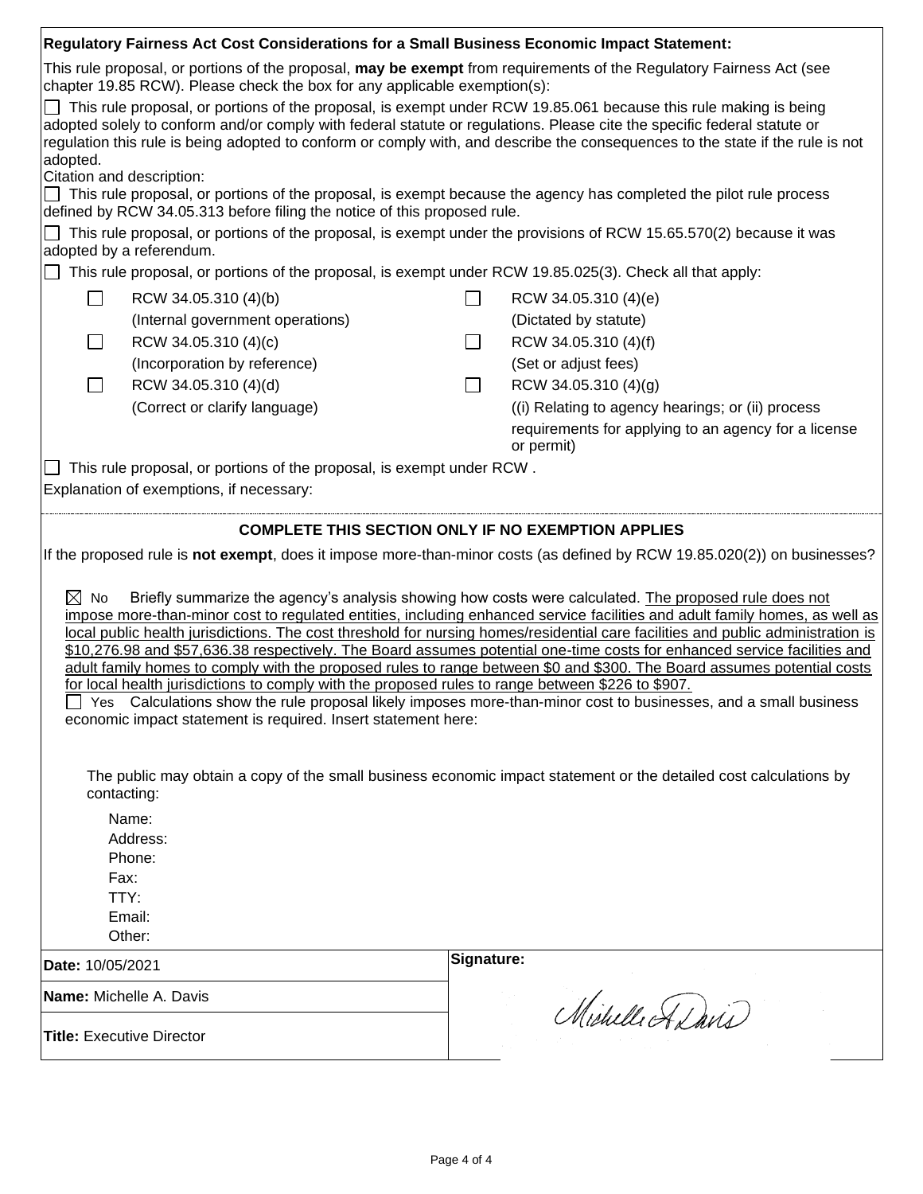**Regulatory Fairness Act Cost Considerations for a Small Business Economic Impact Statement:**

This rule proposal, or portions of the proposal, **may be exempt** from requirements of the Regulatory Fairness Act (see chapter 19.85 RCW). Please check the box for any applicable exemption(s):

☐ This rule proposal, or portions of the proposal, is exempt under RCW 19.85.061 because this rule making is being adopted solely to conform and/or comply with federal statute or regulations. Please cite the specific federal statute or regulation this rule is being adopted to conform or comply with, and describe the consequences to the state if the rule is not adopted.

Citation and description:

☐ This rule proposal, or portions of the proposal, is exempt because the agency has completed the pilot rule process defined by RCW 34.05.313 before filing the notice of this proposed rule.

☐ This rule proposal, or portions of the proposal, is exempt under the provisions of RCW 15.65.570(2) because it was adopted by a referendum.

☐ This rule proposal, or portions of the proposal, is exempt under RCW 19.85.025(3). Check all that apply:

| | | | |
|---|---|---|---|
| ☐ | RCW 34.05.310 (4)(b) (Internal government operations) | ☐ | RCW 34.05.310 (4)(e) (Dictated by statute) |
| ☐ | RCW 34.05.310 (4)(c) (Incorporation by reference) | ☐ | RCW 34.05.310 (4)(f) (Set or adjust fees) |
| ☐ | RCW 34.05.310 (4)(d) (Correct or clarify language) | ☐ | RCW 34.05.310 (4)(g) ((i) Relating to agency hearings; or (ii) process requirements for applying to an agency for a license or permit) |

☐ This rule proposal, or portions of the proposal, is exempt under RCW .

Explanation of exemptions, if necessary:

**COMPLETE THIS SECTION ONLY IF NO EXEMPTION APPLIES**

If the proposed rule is **not exempt**, does it impose more-than-minor costs (as defined by RCW 19.85.020(2)) on businesses?

☒ No Briefly summarize the agency's analysis showing how costs were calculated. The proposed rule does not impose more-than-minor cost to regulated entities, including enhanced service facilities and adult family homes, as well as local public health jurisdictions. The cost threshold for nursing homes/residential care facilities and public administration is $10,276.98 and $57,636.38 respectively. The Board assumes potential one-time costs for enhanced service facilities and adult family homes to comply with the proposed rules to range between $0 and $300. The Board assumes potential costs for local health jurisdictions to comply with the proposed rules to range between $226 to $907.

☐ Yes Calculations show the rule proposal likely imposes more-than-minor cost to businesses, and a small business economic impact statement is required. Insert statement here:

The public may obtain a copy of the small business economic impact statement or the detailed cost calculations by contacting:

Name:
Address:
Phone:
Fax:
TTY:
Email:
Other:

| | |
|---|---|
| **Date:** 10/05/2021 | **Signature:** Michelle A Davis |
| **Name:** Michelle A. Davis | |
| **Title:** Executive Director | |